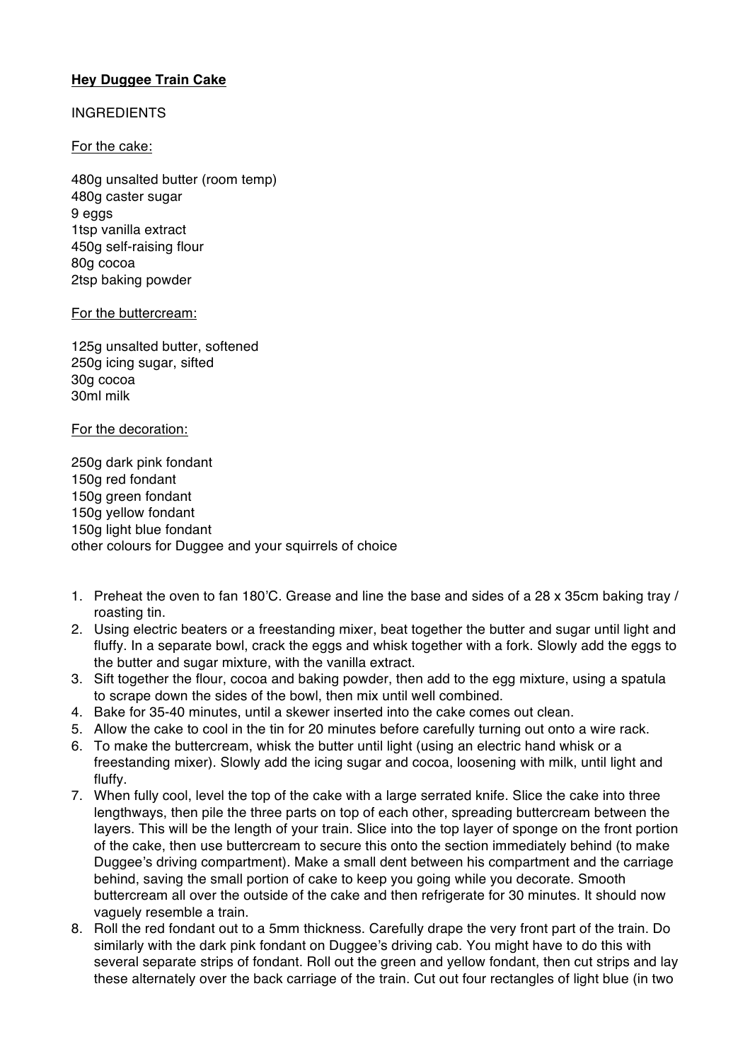**Hey Duggee Train Cake**

INGREDIENTS

For the cake:

480g unsalted butter (room temp)
480g caster sugar
9 eggs
1tsp vanilla extract
450g self-raising flour
80g cocoa
2tsp baking powder

For the buttercream:

125g unsalted butter, softened
250g icing sugar, sifted
30g cocoa
30ml milk

For the decoration:

250g dark pink fondant
150g red fondant
150g green fondant
150g yellow fondant
150g light blue fondant
other colours for Duggee and your squirrels of choice

1. Preheat the oven to fan 180'C. Grease and line the base and sides of a 28 x 35cm baking tray / roasting tin.
2. Using electric beaters or a freestanding mixer, beat together the butter and sugar until light and fluffy. In a separate bowl, crack the eggs and whisk together with a fork. Slowly add the eggs to the butter and sugar mixture, with the vanilla extract.
3. Sift together the flour, cocoa and baking powder, then add to the egg mixture, using a spatula to scrape down the sides of the bowl, then mix until well combined.
4. Bake for 35-40 minutes, until a skewer inserted into the cake comes out clean.
5. Allow the cake to cool in the tin for 20 minutes before carefully turning out onto a wire rack.
6. To make the buttercream, whisk the butter until light (using an electric hand whisk or a freestanding mixer). Slowly add the icing sugar and cocoa, loosening with milk, until light and fluffy.
7. When fully cool, level the top of the cake with a large serrated knife. Slice the cake into three lengthways, then pile the three parts on top of each other, spreading buttercream between the layers. This will be the length of your train. Slice into the top layer of sponge on the front portion of the cake, then use buttercream to secure this onto the section immediately behind (to make Duggee's driving compartment). Make a small dent between his compartment and the carriage behind, saving the small portion of cake to keep you going while you decorate. Smooth buttercream all over the outside of the cake and then refrigerate for 30 minutes. It should now vaguely resemble a train.
8. Roll the red fondant out to a 5mm thickness. Carefully drape the very front part of the train. Do similarly with the dark pink fondant on Duggee's driving cab. You might have to do this with several separate strips of fondant. Roll out the green and yellow fondant, then cut strips and lay these alternately over the back carriage of the train. Cut out four rectangles of light blue (in two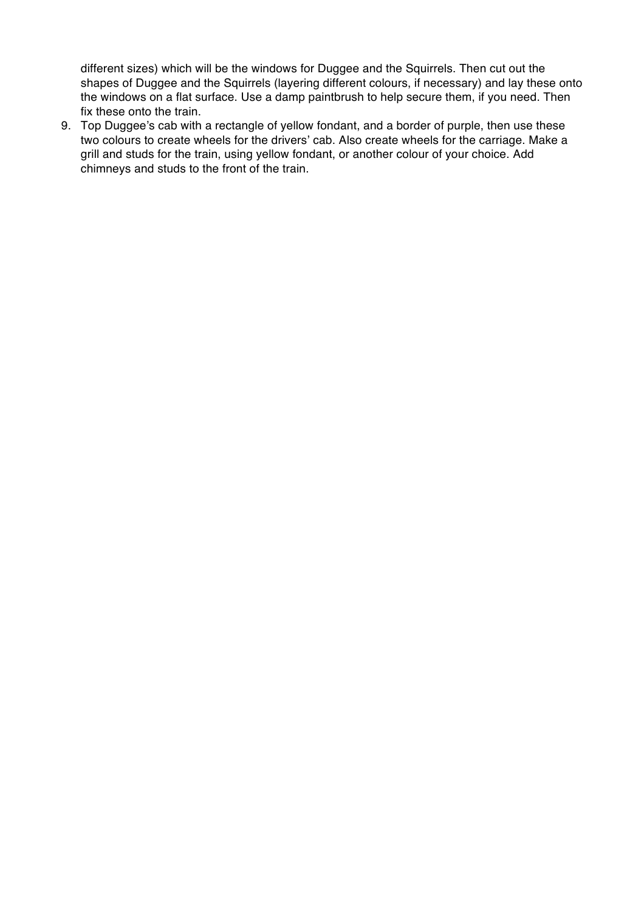different sizes) which will be the windows for Duggee and the Squirrels. Then cut out the shapes of Duggee and the Squirrels (layering different colours, if necessary) and lay these onto the windows on a flat surface. Use a damp paintbrush to help secure them, if you need. Then fix these onto the train.

9. Top Duggee's cab with a rectangle of yellow fondant, and a border of purple, then use these two colours to create wheels for the drivers' cab. Also create wheels for the carriage. Make a grill and studs for the train, using yellow fondant, or another colour of your choice. Add chimneys and studs to the front of the train.